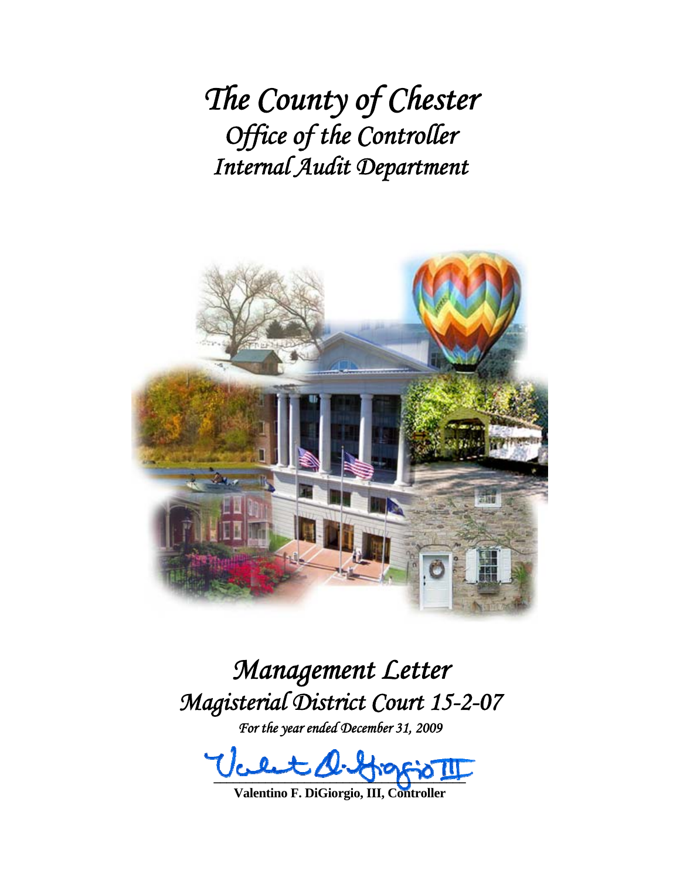# *The County of Chester*
## *Office of the Controller*
## *Internal Audit Department*

# *Management Letter*
## *Magisterial District Court 15-2-07*

*For the year ended December 31, 2009*

**Valentino F. DiGiorgio, III, Controller**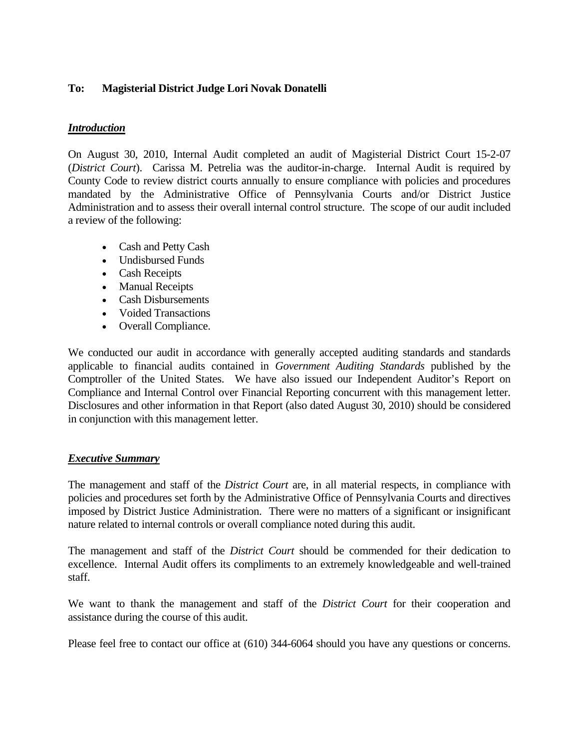**To: Magisterial District Judge Lori Novak Donatelli**

***Introduction***

On August 30, 2010, Internal Audit completed an audit of Magisterial District Court 15-2-07 (*District Court*). Carissa M. Petrelia was the auditor-in-charge. Internal Audit is required by County Code to review district courts annually to ensure compliance with policies and procedures mandated by the Administrative Office of Pennsylvania Courts and/or District Justice Administration and to assess their overall internal control structure. The scope of our audit included a review of the following:

- Cash and Petty Cash
- Undisbursed Funds
- Cash Receipts
- Manual Receipts
- Cash Disbursements
- Voided Transactions
- Overall Compliance.

We conducted our audit in accordance with generally accepted auditing standards and standards applicable to financial audits contained in *Government Auditing Standards* published by the Comptroller of the United States. We have also issued our Independent Auditor's Report on Compliance and Internal Control over Financial Reporting concurrent with this management letter. Disclosures and other information in that Report (also dated August 30, 2010) should be considered in conjunction with this management letter.

***Executive Summary***

The management and staff of the *District Court* are, in all material respects, in compliance with policies and procedures set forth by the Administrative Office of Pennsylvania Courts and directives imposed by District Justice Administration. There were no matters of a significant or insignificant nature related to internal controls or overall compliance noted during this audit.

The management and staff of the *District Court* should be commended for their dedication to excellence. Internal Audit offers its compliments to an extremely knowledgeable and well-trained staff.

We want to thank the management and staff of the *District Court* for their cooperation and assistance during the course of this audit.

Please feel free to contact our office at (610) 344-6064 should you have any questions or concerns.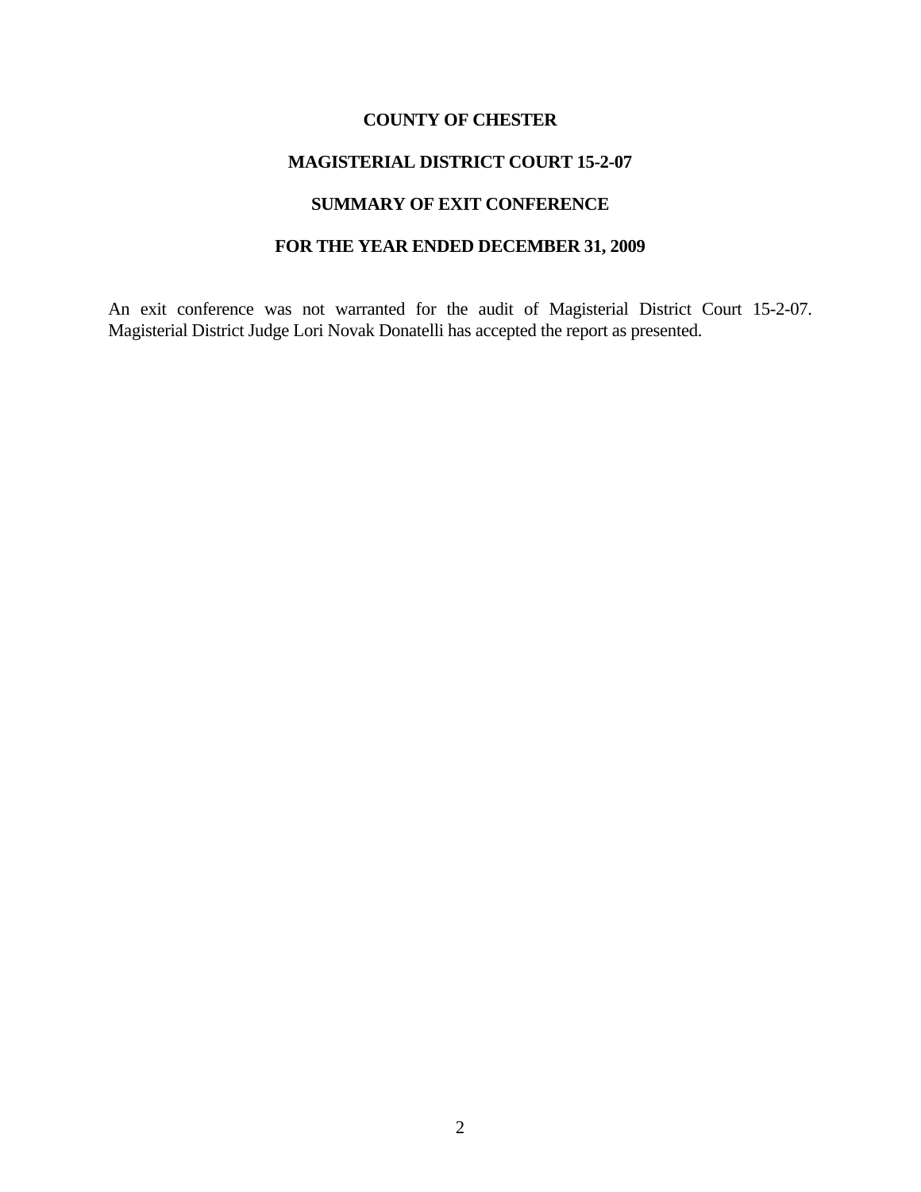**COUNTY OF CHESTER**

**MAGISTERIAL DISTRICT COURT 15-2-07**

**SUMMARY OF EXIT CONFERENCE**

**FOR THE YEAR ENDED DECEMBER 31, 2009**

An exit conference was not warranted for the audit of Magisterial District Court 15-2-07. Magisterial District Judge Lori Novak Donatelli has accepted the report as presented.